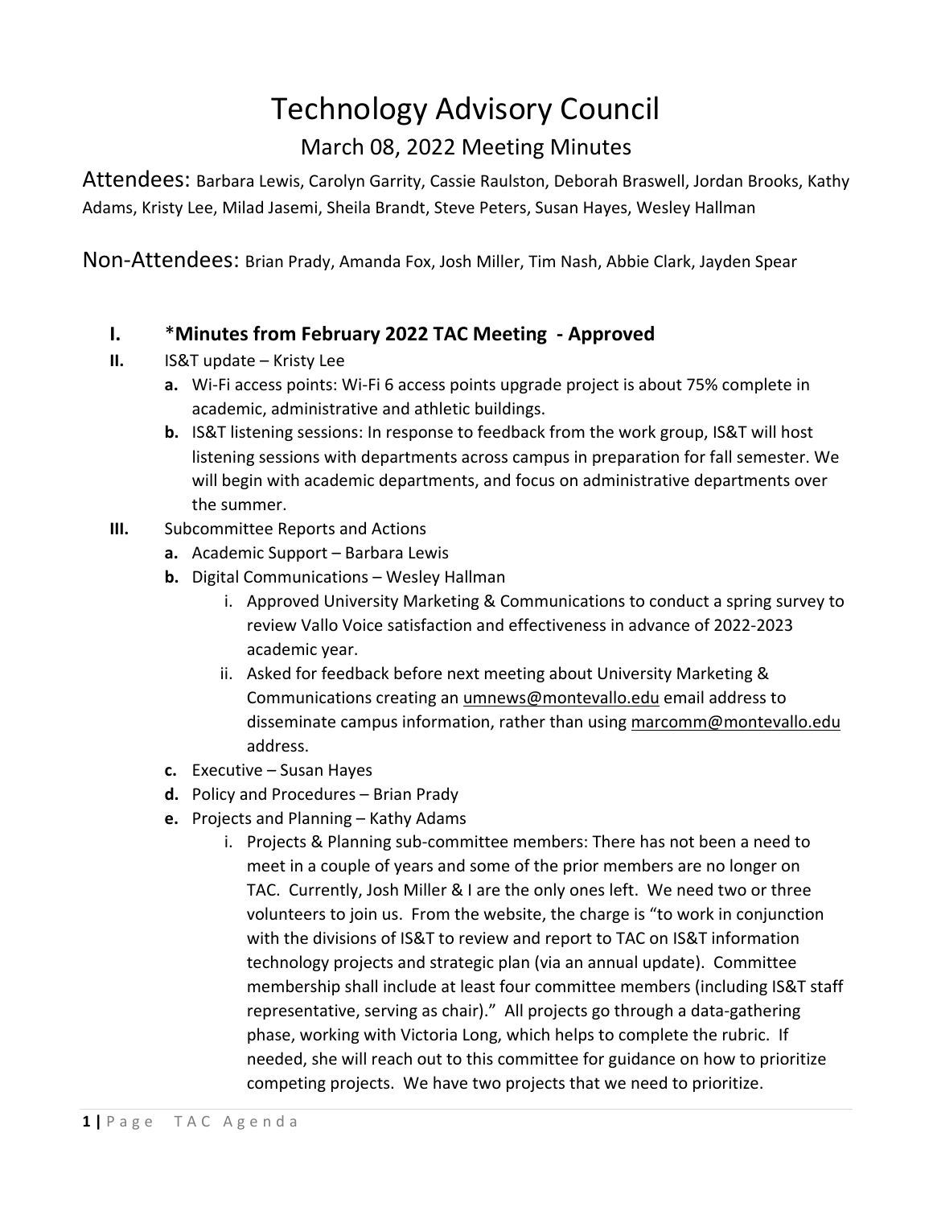# Technology Advisory Council

## March 08, 2022 Meeting Minutes

Attendees: Barbara Lewis, Carolyn Garrity, Cassie Raulston, Deborah Braswell, Jordan Brooks, Kathy Adams, Kristy Lee, Milad Jasemi, Sheila Brandt, Steve Peters, Susan Hayes, Wesley Hallman

Non-Attendees: Brian Prady, Amanda Fox, Josh Miller, Tim Nash, Abbie Clark, Jayden Spear

**I.** ***Minutes from February 2022 TAC Meeting - Approved**

**II.** IS&T update – Kristy Lee

- **a.** Wi-Fi access points: Wi-Fi 6 access points upgrade project is about 75% complete in academic, administrative and athletic buildings.
- **b.** IS&T listening sessions: In response to feedback from the work group, IS&T will host listening sessions with departments across campus in preparation for fall semester. We will begin with academic departments, and focus on administrative departments over the summer.

**III.** Subcommittee Reports and Actions

- **a.** Academic Support – Barbara Lewis
- **b.** Digital Communications – Wesley Hallman
  - i. Approved University Marketing & Communications to conduct a spring survey to review Vallo Voice satisfaction and effectiveness in advance of 2022-2023 academic year.
  - ii. Asked for feedback before next meeting about University Marketing & Communications creating an umnews@montevallo.edu email address to disseminate campus information, rather than using marcomm@montevallo.edu address.
- **c.** Executive – Susan Hayes
- **d.** Policy and Procedures – Brian Prady
- **e.** Projects and Planning – Kathy Adams
  - i. Projects & Planning sub-committee members: There has not been a need to meet in a couple of years and some of the prior members are no longer on TAC. Currently, Josh Miller & I are the only ones left. We need two or three volunteers to join us. From the website, the charge is "to work in conjunction with the divisions of IS&T to review and report to TAC on IS&T information technology projects and strategic plan (via an annual update). Committee membership shall include at least four committee members (including IS&T staff representative, serving as chair)." All projects go through a data-gathering phase, working with Victoria Long, which helps to complete the rubric. If needed, she will reach out to this committee for guidance on how to prioritize competing projects. We have two projects that we need to prioritize.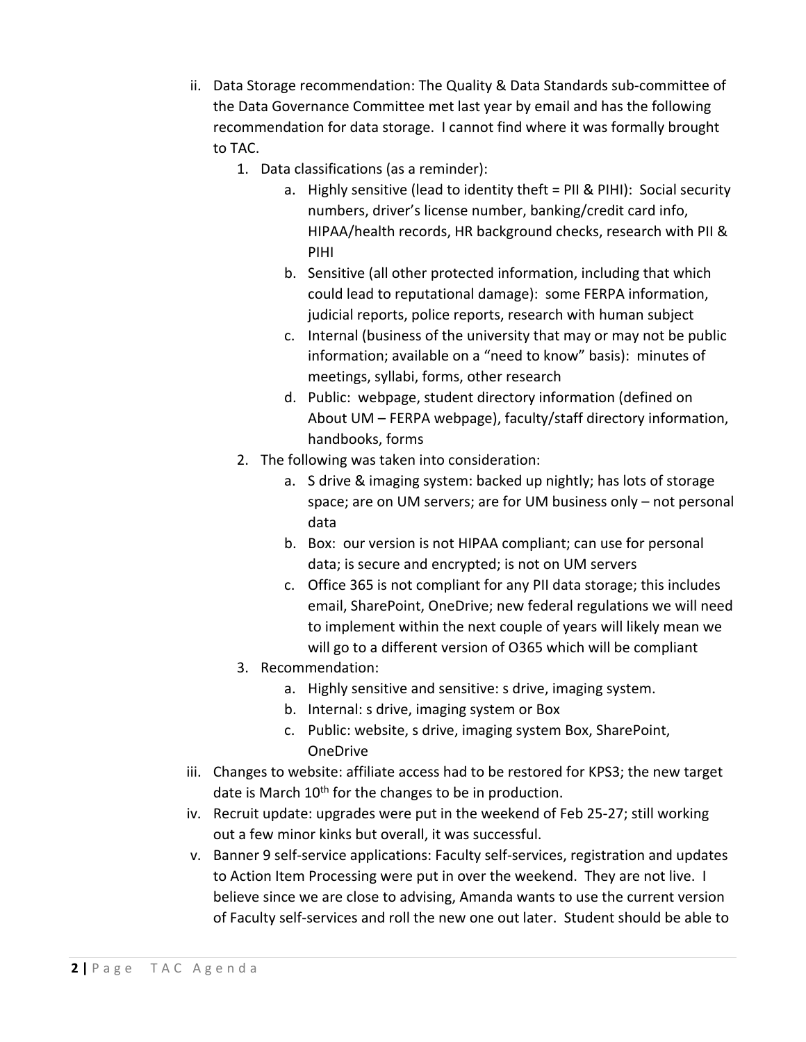ii. Data Storage recommendation: The Quality & Data Standards sub-committee of the Data Governance Committee met last year by email and has the following recommendation for data storage. I cannot find where it was formally brought to TAC.

    1. Data classifications (as a reminder):
        a. Highly sensitive (lead to identity theft = PII & PIHI): Social security numbers, driver's license number, banking/credit card info, HIPAA/health records, HR background checks, research with PII & PIHI
        b. Sensitive (all other protected information, including that which could lead to reputational damage): some FERPA information, judicial reports, police reports, research with human subject
        c. Internal (business of the university that may or may not be public information; available on a "need to know" basis): minutes of meetings, syllabi, forms, other research
        d. Public: webpage, student directory information (defined on About UM – FERPA webpage), faculty/staff directory information, handbooks, forms
    2. The following was taken into consideration:
        a. S drive & imaging system: backed up nightly; has lots of storage space; are on UM servers; are for UM business only – not personal data
        b. Box: our version is not HIPAA compliant; can use for personal data; is secure and encrypted; is not on UM servers
        c. Office 365 is not compliant for any PII data storage; this includes email, SharePoint, OneDrive; new federal regulations we will need to implement within the next couple of years will likely mean we will go to a different version of O365 which will be compliant
    3. Recommendation:
        a. Highly sensitive and sensitive: s drive, imaging system.
        b. Internal: s drive, imaging system or Box
        c. Public: website, s drive, imaging system Box, SharePoint, OneDrive

iii. Changes to website: affiliate access had to be restored for KPS3; the new target date is March 10th for the changes to be in production.

iv. Recruit update: upgrades were put in the weekend of Feb 25-27; still working out a few minor kinks but overall, it was successful.

v. Banner 9 self-service applications: Faculty self-services, registration and updates to Action Item Processing were put in over the weekend. They are not live. I believe since we are close to advising, Amanda wants to use the current version of Faculty self-services and roll the new one out later. Student should be able to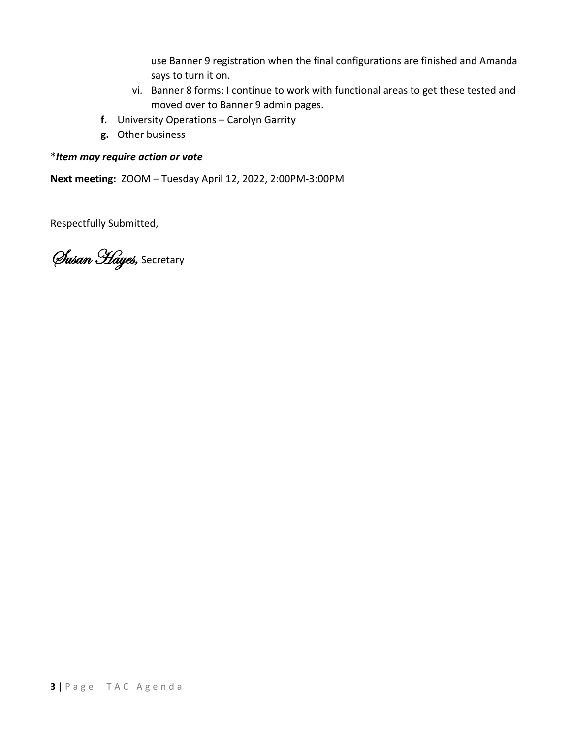use Banner 9 registration when the final configurations are finished and Amanda says to turn it on.

vi. Banner 8 forms: I continue to work with functional areas to get these tested and moved over to Banner 9 admin pages.

**f.** University Operations – Carolyn Garrity

**g.** Other business

\****Item may require action or vote***

**Next meeting:** ZOOM – Tuesday April 12, 2022, 2:00PM-3:00PM

Respectfully Submitted,

*Susan Hayes,* Secretary